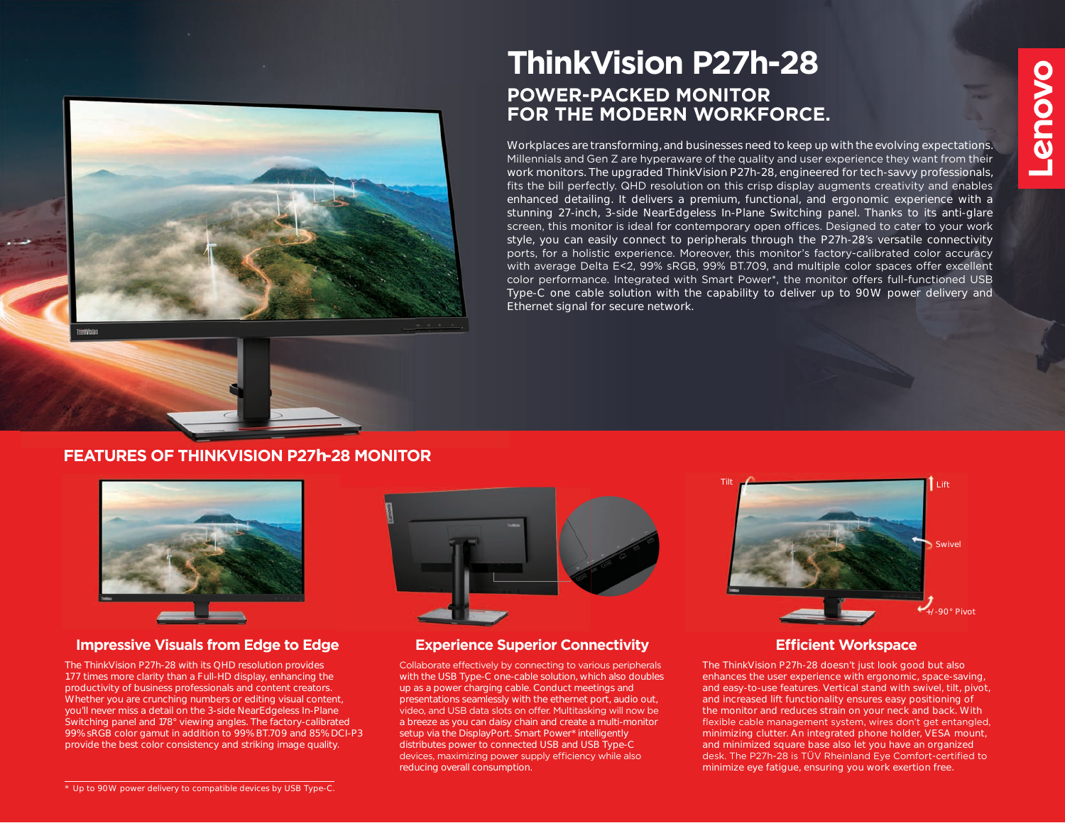# ThinkVision P27h-28

## POWER-PACKED MONITOR FOR THE MODERN WORKFORCE.

Workplaces are transforming, and businesses need to keep up with the evolving expectations. Millennials and Gen Z are hyperaware of the quality and user experience they want from their work monitors. The upgraded ThinkVision P27h-28, engineered for tech-savvy professionals, fits the bill perfectly. QHD resolution on this crisp display augments creativity and enables enhanced detailing. It delivers a premium, functional, and ergonomic experience with a stunning 27-inch, 3-side NearEdgeless In-Plane Switching panel. Thanks to its anti-glare screen, this monitor is ideal for contemporary open offices. Designed to cater to your work style, you can easily connect to peripherals through the P27h-28's versatile connectivity ports, for a holistic experience. Moreover, this monitor's factory-calibrated color accuracy with average Delta E<2, 99% sRGB, 99% BT.709, and multiple color spaces offer excellent color performance. Integrated with Smart Power*, the monitor offers full-functioned USB Type-C one cable solution with the capability to deliver up to 90W power delivery and Ethernet signal for secure network.

## FEATURES OF THINKVISION P27h-28 MONITOR

### Impressive Visuals from Edge to Edge

The ThinkVision P27h-28 with its QHD resolution provides 177 times more clarity than a Full-HD display, enhancing the productivity of business professionals and content creators. Whether you are crunching numbers or editing visual content, you'll never miss a detail on the 3-side NearEdgeless In-Plane Switching panel and 178° viewing angles. The factory-calibrated 99% sRGB color gamut in addition to 99% BT.709 and 85% DCI-P3 provide the best color consistency and striking image quality.

### Experience Superior Connectivity

Collaborate effectively by connecting to various peripherals with the USB Type-C one-cable solution, which also doubles up as a power charging cable. Conduct meetings and presentations seamlessly with the ethernet port, audio out, video, and USB data slots on offer. Multitasking will now be a breeze as you can daisy chain and create a multi-monitor setup via the DisplayPort. Smart Power* intelligently distributes power to connected USB and USB Type-C devices, maximizing power supply efficiency while also reducing overall consumption.

### Efficient Workspace

Tilt, Lift, Swivel, +/-90° Pivot

The ThinkVision P27h-28 doesn't just look good but also enhances the user experience with ergonomic, space-saving, and easy-to-use features. Vertical stand with swivel, tilt, pivot, and increased lift functionality ensures easy positioning of the monitor and reduces strain on your neck and back. With flexible cable management system, wires don't get entangled, minimizing clutter. An integrated phone holder, VESA mount, and minimized square base also let you have an organized desk. The P27h-28 is TÜV Rheinland Eye Comfort-certified to minimize eye fatigue, ensuring you work exertion free.

---

\* Up to 90W power delivery to compatible devices by USB Type-C.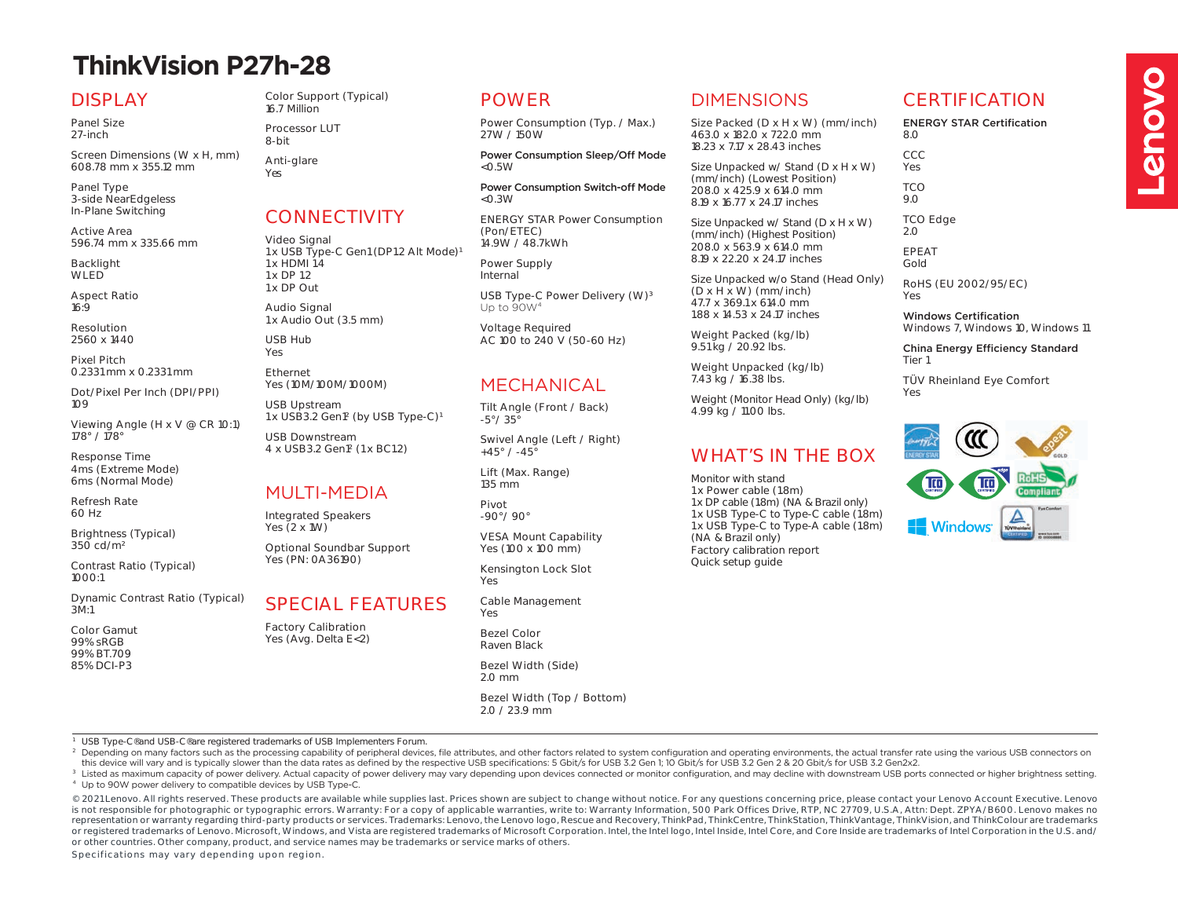# ThinkVision P27h-28

## DISPLAY

Panel Size
27-inch

Screen Dimensions (W x H, mm)
608.78 mm x 355.12 mm

Panel Type
3-side NearEdgeless
In-Plane Switching

Active Area
596.74 mm x 335.66 mm

Backlight
WLED

Aspect Ratio
16:9

Resolution
2560 x 1440

Pixel Pitch
0.2331 mm x 0.2331 mm

Dot/Pixel Per Inch (DPI/PPI)
109

Viewing Angle (H x V @ CR 10:1)
178° / 178°

Response Time
4ms (Extreme Mode)
6ms (Normal Mode)

Refresh Rate
60 Hz

Brightness (Typical)
350 cd/m²

Contrast Ratio (Typical)
1000:1

Dynamic Contrast Ratio (Typical)
3M:1

Color Gamut
99% sRGB
99% BT.709
85% DCI-P3

Color Support (Typical)
16.7 Million

Processor LUT
8-bit

Anti-glare
Yes

## CONNECTIVITY

Video Signal
1x USB Type-C Gen1 (DP1.2 Alt Mode)[1]
1x HDMI 1.4
1x DP 1.2
1x DP Out

Audio Signal
1x Audio Out (3.5 mm)

USB Hub
Yes

Ethernet
Yes (10M/100M/1000M)

USB Upstream
1x USB3.2 Gen1[2] (by USB Type-C)[1]

USB Downstream
4 x USB3.2 Gen1[2] (1x BC1.2)

## MULTI-MEDIA

Integrated Speakers
Yes (2 x 1W)

Optional Soundbar Support
Yes (PN: 0A36190)

## SPECIAL FEATURES

Factory Calibration
Yes (Avg. Delta E<2)

## POWER

Power Consumption (Typ. / Max.)
27W / 150W

**Power Consumption Sleep/Off Mode**
<0.5W

**Power Consumption Switch-off Mode**
<0.3W

ENERGY STAR Power Consumption (Pon/ETEC)
14.9W / 48.7kWh

Power Supply
Internal

USB Type-C Power Delivery (W)[3]
Up to 90W[4]

Voltage Required
AC 100 to 240 V (50-60 Hz)

## MECHANICAL

Tilt Angle (Front / Back)
-5°/ 35°

Swivel Angle (Left / Right)
+45° / -45°

Lift (Max. Range)
135 mm

Pivot
-90°/ 90°

VESA Mount Capability
Yes (100 x 100 mm)

Kensington Lock Slot
Yes

Cable Management
Yes

Bezel Color
Raven Black

Bezel Width (Side)
2.0 mm

Bezel Width (Top / Bottom)
2.0 / 23.9 mm

## DIMENSIONS

Size Packed (D x H x W) (mm/inch)
463.0 x 182.0 x 722.0 mm
18.23 x 7.17 x 28.43 inches

Size Unpacked w/ Stand (D x H x W) (mm/inch) (Lowest Position)
208.0 x 425.9 x 614.0 mm
8.19 x 16.77 x 24.17 inches

Size Unpacked w/ Stand (D x H x W) (mm/inch) (Highest Position)
208.0 x 563.9 x 614.0 mm
8.19 x 22.20 x 24.17 inches

Size Unpacked w/o Stand (Head Only) (D x H x W) (mm/inch)
47.7 x 369.1 x 614.0 mm
1.88 x 14.53 x 24.17 inches

Weight Packed (kg/lb)
9.51 kg / 20.92 lbs.

Weight Unpacked (kg/lb)
7.43 kg / 16.38 lbs.

Weight (Monitor Head Only) (kg/lb)
4.99 kg / 11.00 lbs.

## WHAT'S IN THE BOX

Monitor with stand
1x Power cable (1.8m)
1x DP cable (1.8m) (NA & Brazil only)
1x USB Type-C to Type-C cable (1.8m)
1x USB Type-C to Type-A cable (1.8m) (NA & Brazil only)
Factory calibration report
Quick setup guide

## CERTIFICATION

**ENERGY STAR Certification**
8.0

CCC
Yes

TCO
9.0

TCO Edge
2.0

EPEAT
Gold

RoHS (EU 2002/95/EC)
Yes

**Windows Certification**
Windows 7, Windows 10, Windows 11

**China Energy Efficiency Standard**
Tier 1

TÜV Rheinland Eye Comfort
Yes

---

1 USB Type-C® and USB-C® are registered trademarks of USB Implementers Forum.

2 Depending on many factors such as the processing capability of peripheral devices, file attributes, and other factors related to system configuration and operating environments, the actual transfer rate using the various USB connectors on this device will vary and is typically slower than the data rates as defined by the respective USB specifications: 5 Gbit/s for USB 3.2 Gen 1; 10 Gbit/s for USB 3.2 Gen 2 & 20 Gbit/s for USB 3.2 Gen2x2.

3 Listed as maximum capacity of power delivery. Actual capacity of power delivery may vary depending upon devices connected or monitor configuration, and may decline with downstream USB ports connected or higher brightness setting.

4 Up to 90W power delivery to compatible devices by USB Type-C.

© 2021 Lenovo. All rights reserved. These products are available while supplies last. Prices shown are subject to change without notice. For any questions concerning price, please contact your Lenovo Account Executive. Lenovo is not responsible for photographic or typographic errors. Warranty: For a copy of applicable warranties, write to: Warranty Information, 500 Park Offices Drive, RTP, NC 27709, U.S.A, Attn: Dept. ZPYA/B600. Lenovo makes no representation or warranty regarding third-party products or services. Trademarks: Lenovo, the Lenovo logo, Rescue and Recovery, ThinkPad, ThinkCentre, ThinkStation, ThinkVantage, ThinkVision, and ThinkColour are trademarks or registered trademarks of Lenovo. Microsoft, Windows, and Vista are registered trademarks of Microsoft Corporation. Intel, the Intel logo, Intel Inside, Intel Core, and Core Inside are trademarks of Intel Corporation in the U.S. and/or other countries. Other company, product, and service names may be trademarks or service marks of others.

Specifications may vary depending upon region.